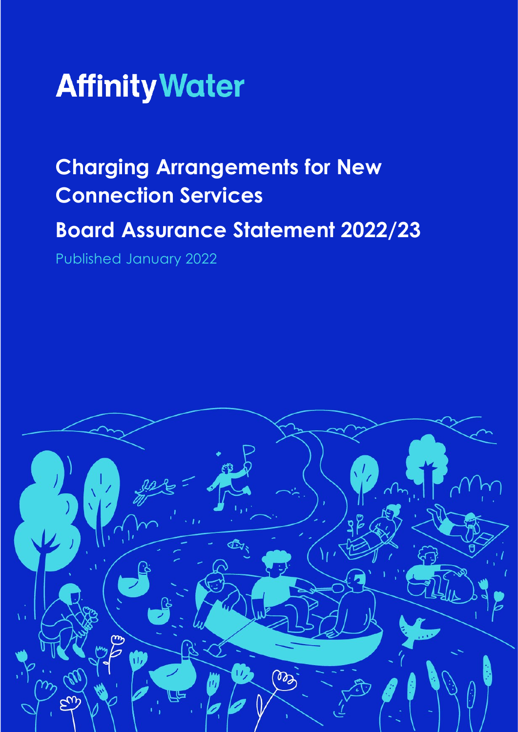# Affinity Water

## Charging Arrangements for New Connection Services

## Board Assurance Statement 2022/23

Published January 2022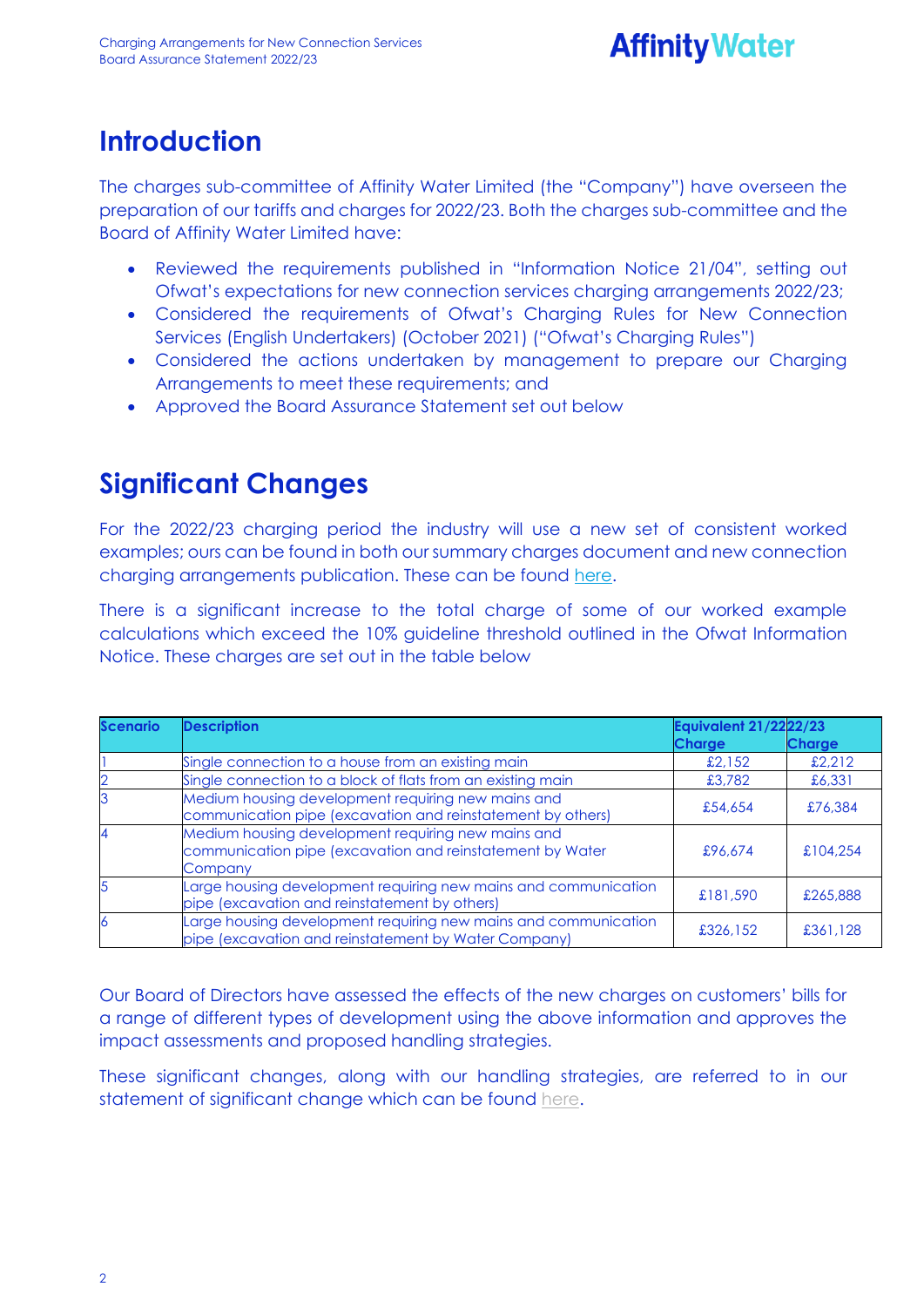# Introduction

The charges sub-committee of Affinity Water Limited (the "Company") have overseen the preparation of our tariffs and charges for 2022/23. Both the charges sub-committee and the Board of Affinity Water Limited have:

- Reviewed the requirements published in "Information Notice 21/04", setting out Ofwat's expectations for new connection services charging arrangements 2022/23;
- Considered the requirements of Ofwat's Charging Rules for New Connection Services (English Undertakers) (October 2021) ("Ofwat's Charging Rules")
- Considered the actions undertaken by management to prepare our Charging Arrangements to meet these requirements; and
- Approved the Board Assurance Statement set out below

# Significant Changes

For the 2022/23 charging period the industry will use a new set of consistent worked examples; ours can be found in both our summary charges document and new connection charging arrangements publication. These can be found here.

There is a significant increase to the total charge of some of our worked example calculations which exceed the 10% guideline threshold outlined in the Ofwat Information Notice. These charges are set out in the table below

| Scenario | Description | Equivalent 21/22 Charge | 22/23 Charge |
|---|---|---|---|
| 1 | Single connection to a house from an existing main | £2,152 | £2,212 |
| 2 | Single connection to a block of flats from an existing main | £3,782 | £6,331 |
| 3 | Medium housing development requiring new mains and communication pipe (excavation and reinstatement by others) | £54,654 | £76,384 |
| 4 | Medium housing development requiring new mains and communication pipe (excavation and reinstatement by Water Company | £96,674 | £104,254 |
| 5 | Large housing development requiring new mains and communication pipe (excavation and reinstatement by others) | £181,590 | £265,888 |
| 6 | Large housing development requiring new mains and communication pipe (excavation and reinstatement by Water Company) | £326,152 | £361,128 |

Our Board of Directors have assessed the effects of the new charges on customers' bills for a range of different types of development using the above information and approves the impact assessments and proposed handling strategies.

These significant changes, along with our handling strategies, are referred to in our statement of significant change which can be found here.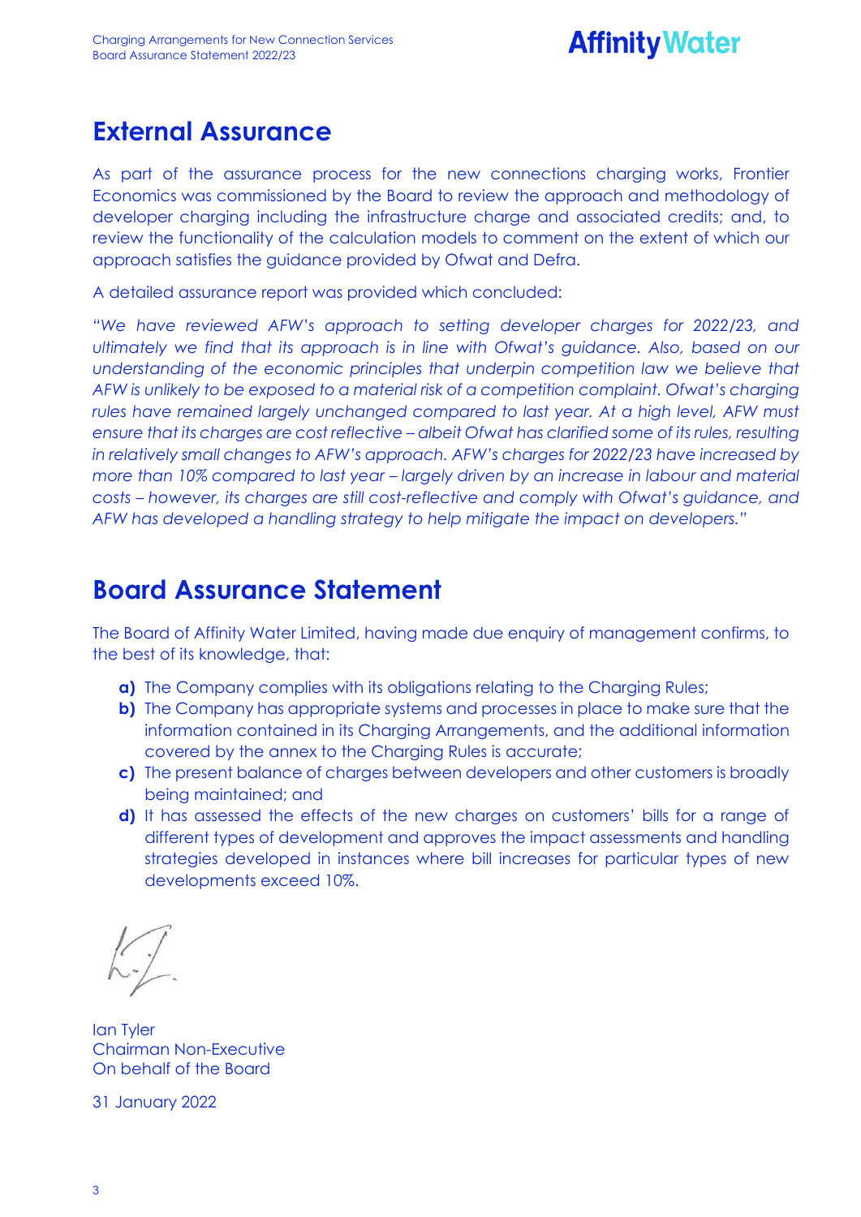## External Assurance

As part of the assurance process for the new connections charging works, Frontier Economics was commissioned by the Board to review the approach and methodology of developer charging including the infrastructure charge and associated credits; and, to review the functionality of the calculation models to comment on the extent of which our approach satisfies the guidance provided by Ofwat and Defra.

A detailed assurance report was provided which concluded:

*"We have reviewed AFW's approach to setting developer charges for 2022/23, and ultimately we find that its approach is in line with Ofwat's guidance. Also, based on our understanding of the economic principles that underpin competition law we believe that AFW is unlikely to be exposed to a material risk of a competition complaint. Ofwat's charging rules have remained largely unchanged compared to last year. At a high level, AFW must ensure that its charges are cost reflective – albeit Ofwat has clarified some of its rules, resulting in relatively small changes to AFW's approach. AFW's charges for 2022/23 have increased by more than 10% compared to last year – largely driven by an increase in labour and material costs – however, its charges are still cost-reflective and comply with Ofwat's guidance, and AFW has developed a handling strategy to help mitigate the impact on developers."*

## Board Assurance Statement

The Board of Affinity Water Limited, having made due enquiry of management confirms, to the best of its knowledge, that:

- **a)** The Company complies with its obligations relating to the Charging Rules;
- **b)** The Company has appropriate systems and processes in place to make sure that the information contained in its Charging Arrangements, and the additional information covered by the annex to the Charging Rules is accurate;
- **c)** The present balance of charges between developers and other customers is broadly being maintained; and
- **d)** It has assessed the effects of the new charges on customers' bills for a range of different types of development and approves the impact assessments and handling strategies developed in instances where bill increases for particular types of new developments exceed 10%.

Ian Tyler
Chairman Non-Executive
On behalf of the Board

31 January 2022